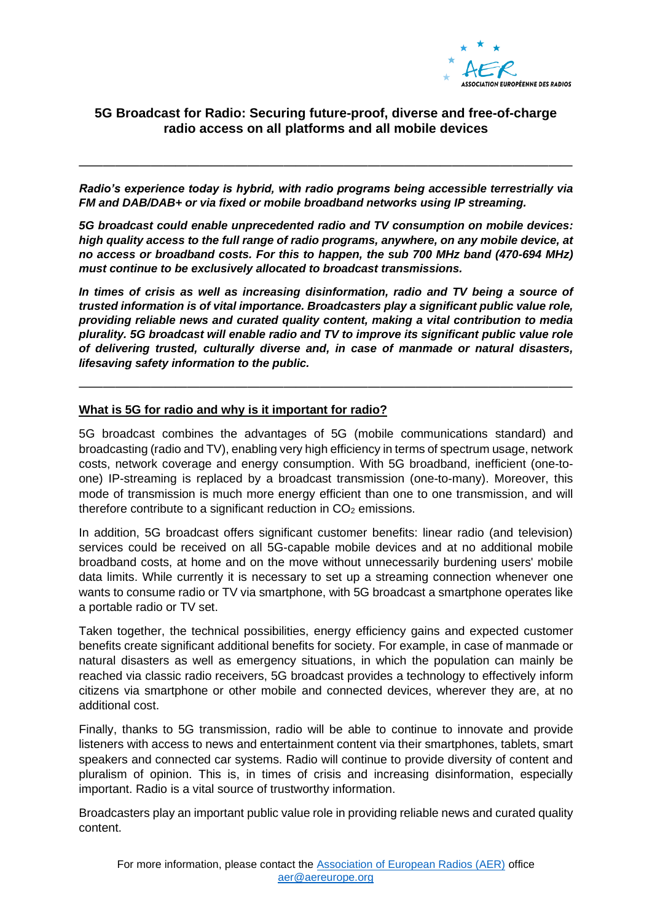## 5G Broadcast for Radio: Securing future-proof, diverse and free-of-charge radio access on all platforms and all mobile devices

---

***Radio's experience today is hybrid, with radio programs being accessible terrestrially via FM and DAB/DAB+ or via fixed or mobile broadband networks using IP streaming.***

***5G broadcast could enable unprecedented radio and TV consumption on mobile devices: high quality access to the full range of radio programs, anywhere, on any mobile device, at no access or broadband costs. For this to happen, the sub 700 MHz band (470-694 MHz) must continue to be exclusively allocated to broadcast transmissions.***

***In times of crisis as well as increasing disinformation, radio and TV being a source of trusted information is of vital importance. Broadcasters play a significant public value role, providing reliable news and curated quality content, making a vital contribution to media plurality. 5G broadcast will enable radio and TV to improve its significant public value role of delivering trusted, culturally diverse and, in case of manmade or natural disasters, lifesaving safety information to the public.***

---

### What is 5G for radio and why is it important for radio?

5G broadcast combines the advantages of 5G (mobile communications standard) and broadcasting (radio and TV), enabling very high efficiency in terms of spectrum usage, network costs, network coverage and energy consumption. With 5G broadband, inefficient (one-to-one) IP-streaming is replaced by a broadcast transmission (one-to-many). Moreover, this mode of transmission is much more energy efficient than one to one transmission, and will therefore contribute to a significant reduction in $CO_2$ emissions.

In addition, 5G broadcast offers significant customer benefits: linear radio (and television) services could be received on all 5G-capable mobile devices and at no additional mobile broadband costs, at home and on the move without unnecessarily burdening users' mobile data limits. While currently it is necessary to set up a streaming connection whenever one wants to consume radio or TV via smartphone, with 5G broadcast a smartphone operates like a portable radio or TV set.

Taken together, the technical possibilities, energy efficiency gains and expected customer benefits create significant additional benefits for society. For example, in case of manmade or natural disasters as well as emergency situations, in which the population can mainly be reached via classic radio receivers, 5G broadcast provides a technology to effectively inform citizens via smartphone or other mobile and connected devices, wherever they are, at no additional cost.

Finally, thanks to 5G transmission, radio will be able to continue to innovate and provide listeners with access to news and entertainment content via their smartphones, tablets, smart speakers and connected car systems. Radio will continue to provide diversity of content and pluralism of opinion. This is, in times of crisis and increasing disinformation, especially important. Radio is a vital source of trustworthy information.

Broadcasters play an important public value role in providing reliable news and curated quality content.

For more information, please contact the [Association of European Radios (AER)](https://www.aereurope.org) office
[aer@aereurope.org](mailto:aer@aereurope.org)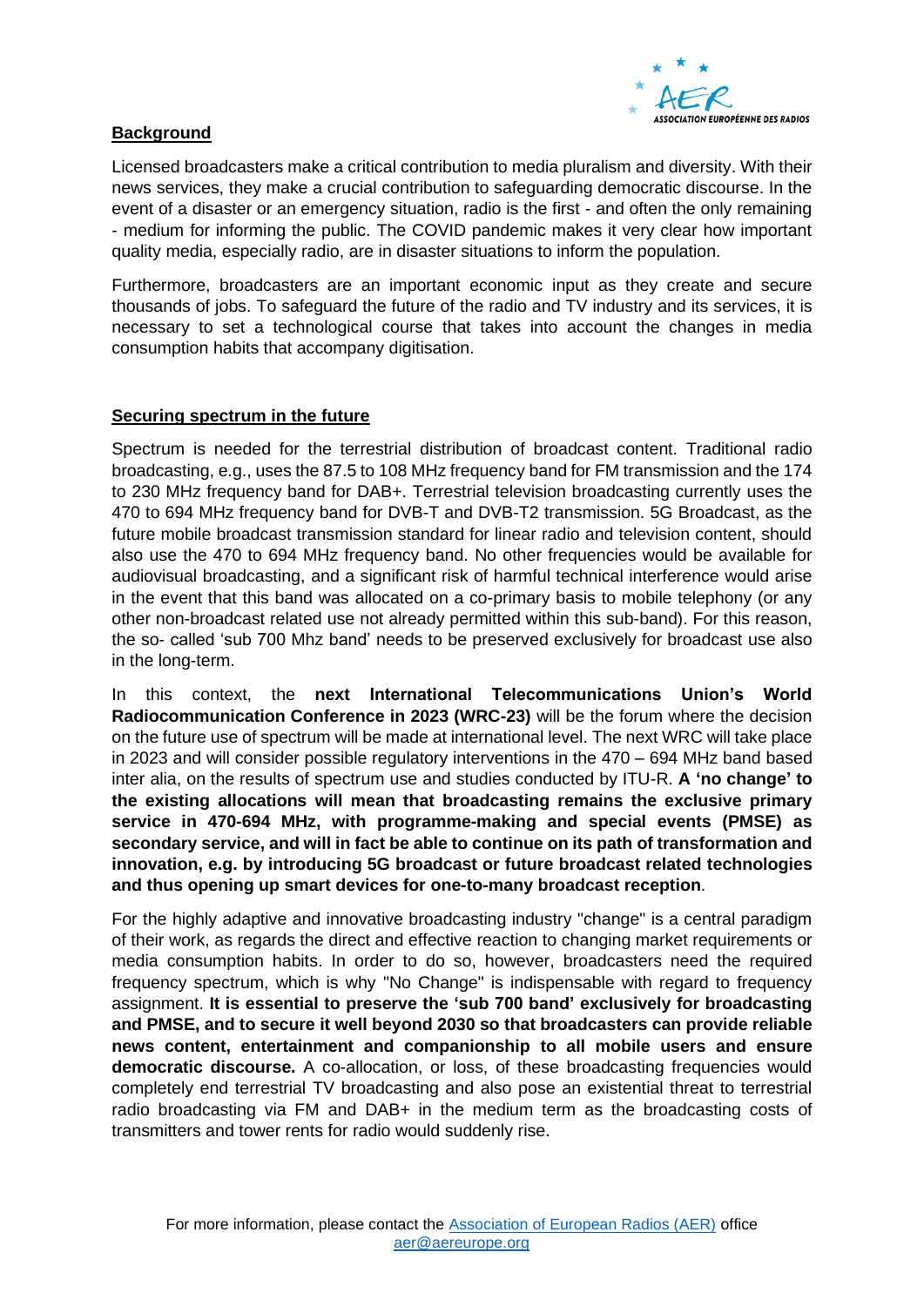**Background**

Licensed broadcasters make a critical contribution to media pluralism and diversity. With their news services, they make a crucial contribution to safeguarding democratic discourse. In the event of a disaster or an emergency situation, radio is the first - and often the only remaining - medium for informing the public. The COVID pandemic makes it very clear how important quality media, especially radio, are in disaster situations to inform the population.

Furthermore, broadcasters are an important economic input as they create and secure thousands of jobs. To safeguard the future of the radio and TV industry and its services, it is necessary to set a technological course that takes into account the changes in media consumption habits that accompany digitisation.

**Securing spectrum in the future**

Spectrum is needed for the terrestrial distribution of broadcast content. Traditional radio broadcasting, e.g., uses the 87.5 to 108 MHz frequency band for FM transmission and the 174 to 230 MHz frequency band for DAB+. Terrestrial television broadcasting currently uses the 470 to 694 MHz frequency band for DVB-T and DVB-T2 transmission. 5G Broadcast, as the future mobile broadcast transmission standard for linear radio and television content, should also use the 470 to 694 MHz frequency band. No other frequencies would be available for audiovisual broadcasting, and a significant risk of harmful technical interference would arise in the event that this band was allocated on a co-primary basis to mobile telephony (or any other non-broadcast related use not already permitted within this sub-band). For this reason, the so- called 'sub 700 Mhz band' needs to be preserved exclusively for broadcast use also in the long-term.

In this context, the **next International Telecommunications Union's World Radiocommunication Conference in 2023 (WRC-23)** will be the forum where the decision on the future use of spectrum will be made at international level. The next WRC will take place in 2023 and will consider possible regulatory interventions in the 470 – 694 MHz band based inter alia, on the results of spectrum use and studies conducted by ITU-R. **A 'no change' to the existing allocations will mean that broadcasting remains the exclusive primary service in 470-694 MHz, with programme-making and special events (PMSE) as secondary service, and will in fact be able to continue on its path of transformation and innovation, e.g. by introducing 5G broadcast or future broadcast related technologies and thus opening up smart devices for one-to-many broadcast reception**.

For the highly adaptive and innovative broadcasting industry "change" is a central paradigm of their work, as regards the direct and effective reaction to changing market requirements or media consumption habits. In order to do so, however, broadcasters need the required frequency spectrum, which is why "No Change" is indispensable with regard to frequency assignment. **It is essential to preserve the 'sub 700 band' exclusively for broadcasting and PMSE, and to secure it well beyond 2030 so that broadcasters can provide reliable news content, entertainment and companionship to all mobile users and ensure democratic discourse.** A co-allocation, or loss, of these broadcasting frequencies would completely end terrestrial TV broadcasting and also pose an existential threat to terrestrial radio broadcasting via FM and DAB+ in the medium term as the broadcasting costs of transmitters and tower rents for radio would suddenly rise.

For more information, please contact the [Association of European Radios (AER)](https://www.aereurope.org) office
[aer@aereurope.org](mailto:aer@aereurope.org)